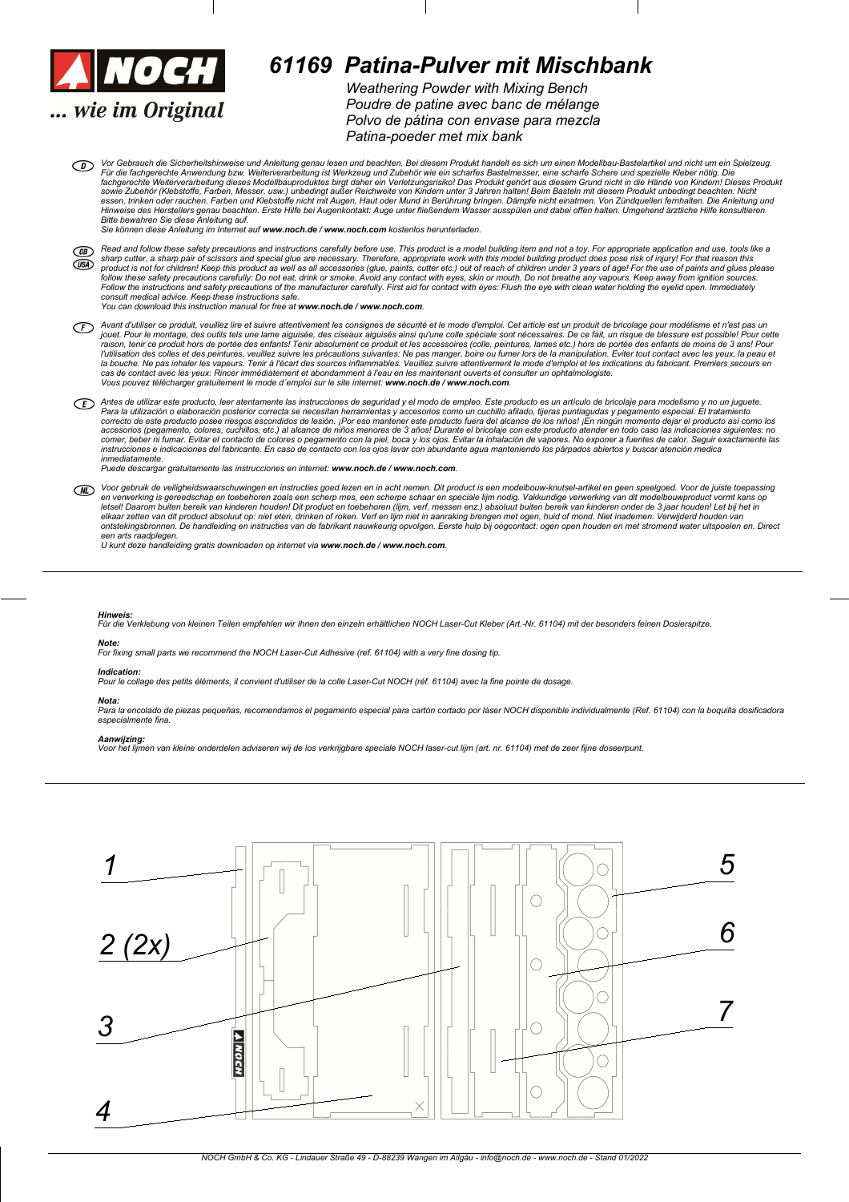NOCH

... wie im Original

# 61169 Patina-Pulver mit Mischbank

Weathering Powder with Mixing Bench
Poudre de patine avec banc de mélange
Polvo de pátina con envase para mezcla
Patina-poeder met mix bank

**D** *Vor Gebrauch die Sicherheitshinweise und Anleitung genau lesen und beachten. Bei diesem Produkt handelt es sich um einen Modellbau-Bastelartikel und nicht um ein Spielzeug. Für die fachgerechte Anwendung bzw. Weiterverarbeitung ist Werkzeug und Zubehör wie ein scharfes Bastelmesser, eine scharfe Schere und spezielle Kleber nötig. Die fachgerechte Weiterverarbeitung dieses Modellbauproduktes birgt daher ein Verletzungsrisiko! Das Produkt gehört aus diesem Grund nicht in die Hände von Kindern! Dieses Produkt sowie Zubehör (Klebstoffe, Farben, Messer, usw.) unbedingt außer Reichweite von Kindern unter 3 Jahren halten! Beim Basteln mit diesem Produkt unbedingt beachten: Nicht essen, trinken oder rauchen. Farben und Klebstoffe nicht mit Augen, Haut oder Mund in Berührung bringen. Dämpfe nicht einatmen. Von Zündquellen fernhalten. Die Anleitung und Hinweise des Herstellers genau beachten. Erste Hilfe bei Augenkontakt: Auge unter fließendem Wasser ausspülen und dabei offen halten. Umgehend ärztliche Hilfe konsultieren. Bitte bewahren Sie diese Anleitung auf.*
*Sie können diese Anleitung im Internet auf **www.noch.de / www.noch.com** kostenlos herunterladen.*

**GB USA** *Read and follow these safety precautions and instructions carefully before use. This product is a model building item and not a toy. For appropriate application and use, tools like a sharp cutter, a sharp pair of scissors and special glue are necessary. Therefore, appropriate work with this model building product does pose risk of injury! For that reason this product is not for children! Keep this product as well as all accessories (glue, paints, cutter etc.) out of reach of children under 3 years of age! For the use of paints and glues please follow these safety precautions carefully: Do not eat, drink or smoke. Avoid any contact with eyes, skin or mouth. Do not breathe any vapours. Keep away from ignition sources. Follow the instructions and safety precautions of the manufacturer carefully. First aid for contact with eyes: Flush the eye with clean water holding the eyelid open. Immediately consult medical advice. Keep these instructions safe.*
*You can download this instruction manual for free at **www.noch.de / www.noch.com**.*

**F** *Avant d'utiliser ce produit, veuillez lire et suivre attentivement les consignes de sécurité et le mode d'emploi. Cet article est un produit de bricolage pour modélisme et n'est pas un jouet. Pour le montage, des outils tels une lame aiguisée, des ciseaux aiguisés ainsi qu'une colle spéciale sont nécessaires. De ce fait, un risque de blessure est possible! Pour cette raison, tenir ce produit hors de portée des enfants! Tenir absolument ce produit et les accessoires (colle, peintures, lames etc.) hors de portée des enfants de moins de 3 ans! Pour l'utilisation des colles et des peintures, veuillez suivre les précautions suivantes: Ne pas manger, boire ou fumer lors de la manipulation. Eviter tout contact avec les yeux, la peau et la bouche. Ne pas inhaler les vapeurs. Tenir à l'écart des sources inflammables. Veuillez suivre attentivement le mode d'emploi et les indications du fabricant. Premiers secours en cas de contact avec les yeux: Rincer immédiatement et abondamment à l'eau en les maintenant ouverts et consulter un ophtalmologiste.*
*Vous pouvez télécharger gratuitement le mode d´emploi sur le site internet: **www.noch.de / www.noch.com**.*

**E** *Antes de utilizar este producto, leer atentamente las instrucciones de seguridad y el modo de empleo. Este producto es un artículo de bricolaje para modelismo y no un juguete. Para la utilización o elaboración posterior correcta se necesitan herramientas y accesorios como un cuchillo afilado, tijeras puntiagudas y pegamento especial. El tratamiento correcto de este producto posee riesgos escondidos de lesión. ¡Por eso mantener este producto fuera del alcance de los niños! ¡En ningún momento dejar el producto así como los accesorios (pegamento, colores, cuchillos, etc.) al alcance de niños menores de 3 años! Durante el bricolaje con este producto atender en todo caso las indicaciones siguientes: no comer, beber ni fumar. Evitar el contacto de colores o pegamento con la piel, boca y los ojos. Evitar la inhalación de vapores. No exponer a fuentes de calor. Seguir exactamente las instrucciones e indicaciones del fabricante. En caso de contacto con los ojos lavar con abundante agua manteniendo los párpados abiertos y buscar atención medica inmediatamente.*
*Puede descargar gratuitamente las instrucciones en internet: **www.noch.de / www.noch.com**.*

**NL** *Voor gebruik de veiligheidswaarschuwingen en instructies goed lezen en in acht nemen. Dit product is een modelbouw-knutsel-artikel en geen speelgoed. Voor de juiste toepassing en verwerking is gereedschap en toebehoren zoals een scherp mes, een scherpe schaar en speciale lijm nodig. Vakkundige verwerking van dit modelbouwproduct vormt kans op letsel! Daarom buiten bereik van kinderen houden! Dit product en toebehoren (lijm, verf, messen enz.) absoluut buiten bereik van kinderen onder de 3 jaar houden! Let bij het in elkaar zetten van dit product absoluut op: niet eten, drinken of roken. Verf en lijm niet in aanraking brengen met ogen, huid of mond. Niet inademen. Verwijderd houden van ontstekingsbronnen. De handleiding en instructies van de fabrikant nauwkeurig opvolgen. Eerste hulp bij oogcontact: ogen open houden en met stromend water uitspoelen en. Direct een arts raadplegen.*
*U kunt deze handleiding gratis downloaden op internet via **www.noch.de / www.noch.com**.*

---

***Hinweis:***
*Für die Verklebung von kleinen Teilen empfehlen wir Ihnen den einzeln erhältlichen NOCH Laser-Cut Kleber (Art.-Nr. 61104) mit der besonders feinen Dosierspitze.*

***Note:***
*For fixing small parts we recommend the NOCH Laser-Cut Adhesive (ref. 61104) with a very fine dosing tip.*

***Indication:***
*Pour le collage des petits éléments, il convient d'utiliser de la colle Laser-Cut NOCH (réf. 61104) avec la fine pointe de dosage.*

***Nota:***
*Para la encolado de piezas pequeñas, recomendamos el pegamento especial para cartón cortado por láser NOCH disponible individualmente (Ref. 61104) con la boquilla dosificadora especialmente fina.*

***Aanwijzing:***
*Voor het lijmen van kleine onderdelen adviseren wij de los verkrijgbare speciale NOCH laser-cut lijm (art. nr. 61104) met de zeer fijne doseerpunt.*

---

1

2 (2x)

3

4

5

6

7

NOCH GmbH & Co. KG - Lindauer Straße 49 - D-88239 Wangen im Allgäu - info@noch.de - www.noch.de - Stand 01/2022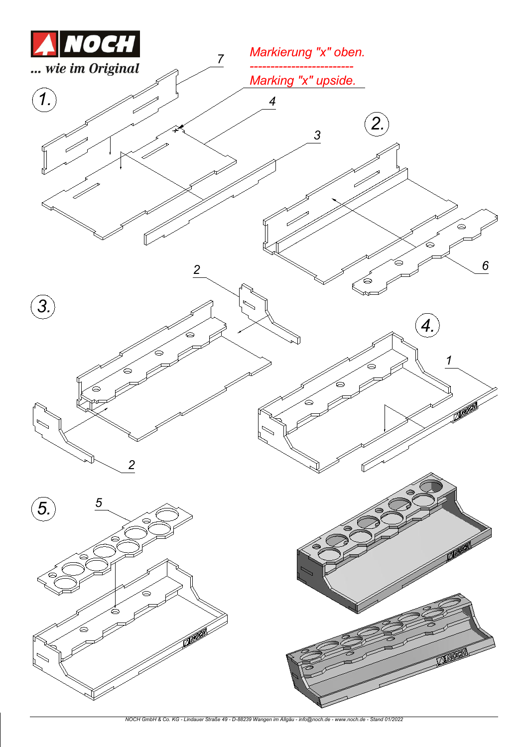NOCH

... wie im Original

Markierung "x" oben.

Marking "x" upside.

1.

7

4

3

2.

6

3.

2

2

4.

1

5.

5

NOCH GmbH & Co. KG - Lindauer Straße 49 - D-88239 Wangen im Allgäu - info@noch.de - www.noch.de - Stand 01/2022